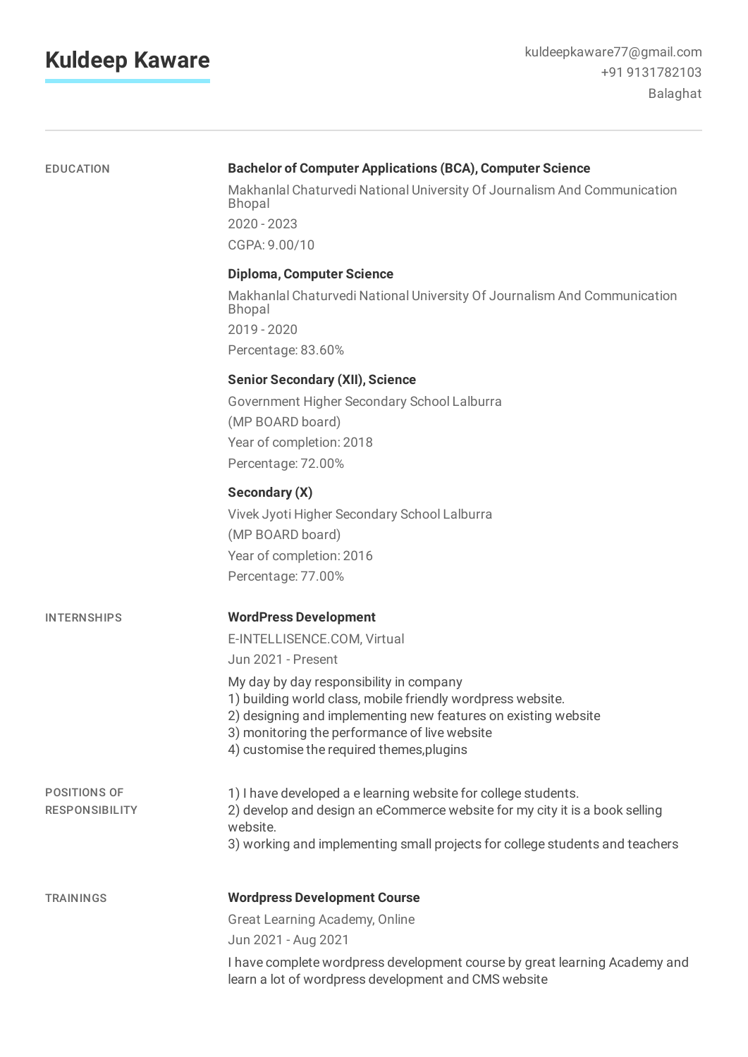# Kuldeep Kaware

kuldeepkaware77@gmail.com
+91 9131782103
Balaghat

---

## EDUCATION

**Bachelor of Computer Applications (BCA), Computer Science**
Makhanlal Chaturvedi National University Of Journalism And Communication Bhopal
2020 - 2023
CGPA: 9.00/10

**Diploma, Computer Science**
Makhanlal Chaturvedi National University Of Journalism And Communication Bhopal
2019 - 2020
Percentage: 83.60%

**Senior Secondary (XII), Science**
Government Higher Secondary School Lalburra
(MP BOARD board)
Year of completion: 2018
Percentage: 72.00%

**Secondary (X)**
Vivek Jyoti Higher Secondary School Lalburra
(MP BOARD board)
Year of completion: 2016
Percentage: 77.00%

## INTERNSHIPS

**WordPress Development**
E-INTELLISENCE.COM, Virtual
Jun 2021 - Present

My day by day responsibility in company
1) building world class, mobile friendly wordpress website.
2) designing and implementing new features on existing website
3) monitoring the performance of live website
4) customise the required themes,plugins

## POSITIONS OF RESPONSIBILITY

1) I have developed a e learning website for college students.
2) develop and design an eCommerce website for my city it is a book selling website.
3) working and implementing small projects for college students and teachers

## TRAININGS

**Wordpress Development Course**
Great Learning Academy, Online
Jun 2021 - Aug 2021

I have complete wordpress development course by great learning Academy and learn a lot of wordpress development and CMS website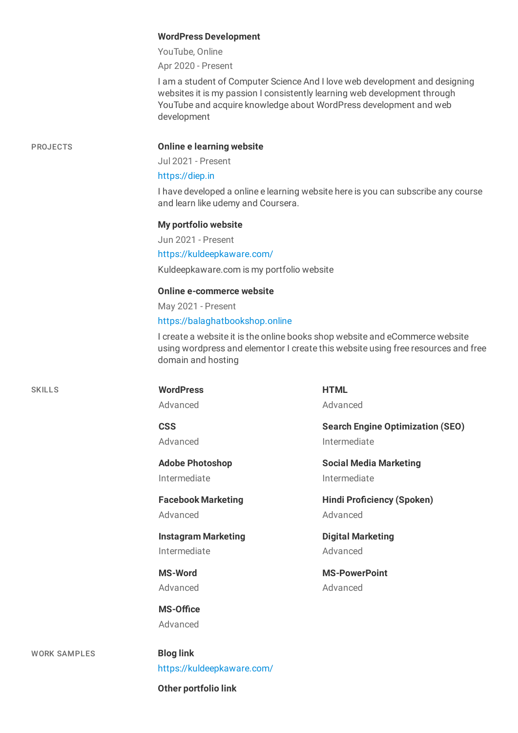**WordPress Development**

YouTube, Online

Apr 2020 - Present

I am a student of Computer Science And I love web development and designing websites it is my passion I consistently learning web development through YouTube and acquire knowledge about WordPress development and web development

## PROJECTS

**Online e learning website**

Jul 2021 - Present

https://diep.in

I have developed a online e learning website here is you can subscribe any course and learn like udemy and Coursera.

**My portfolio website**

Jun 2021 - Present

https://kuldeepkaware.com/

Kuldeepkaware.com is my portfolio website

**Online e-commerce website**

May 2021 - Present

https://balaghatbookshop.online

I create a website it is the online books shop website and eCommerce website using wordpress and elementor I create this website using free resources and free domain and hosting

## SKILLS

**WordPress**
Advanced

**HTML**
Advanced

**CSS**
Advanced

**Search Engine Optimization (SEO)**
Intermediate

**Adobe Photoshop**
Intermediate

**Social Media Marketing**
Intermediate

**Facebook Marketing**
Advanced

**Hindi Proficiency (Spoken)**
Advanced

**Instagram Marketing**
Intermediate

**Digital Marketing**
Advanced

**MS-Word**
Advanced

**MS-PowerPoint**
Advanced

**MS-Office**
Advanced

## WORK SAMPLES

**Blog link**

https://kuldeepkaware.com/

**Other portfolio link**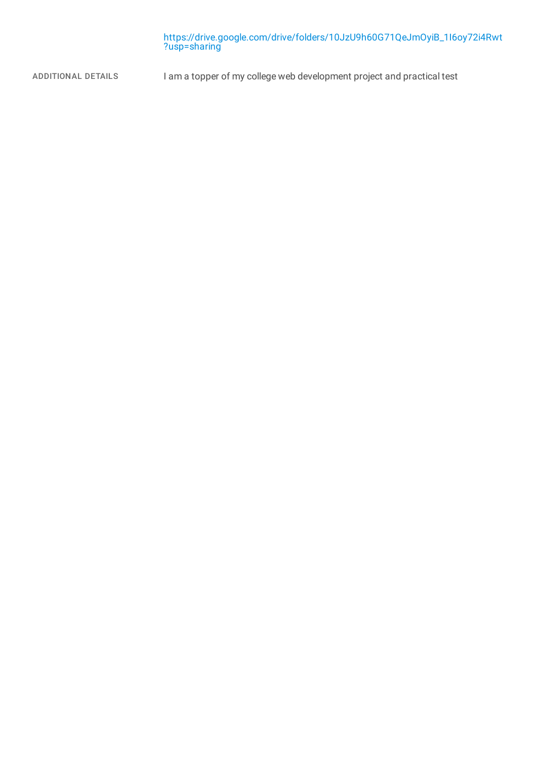https://drive.google.com/drive/folders/10JzU9h60G71QeJmOyiB_1I6oy72i4Rwt?usp=sharing

ADDITIONAL DETAILS

I am a topper of my college web development project and practical test